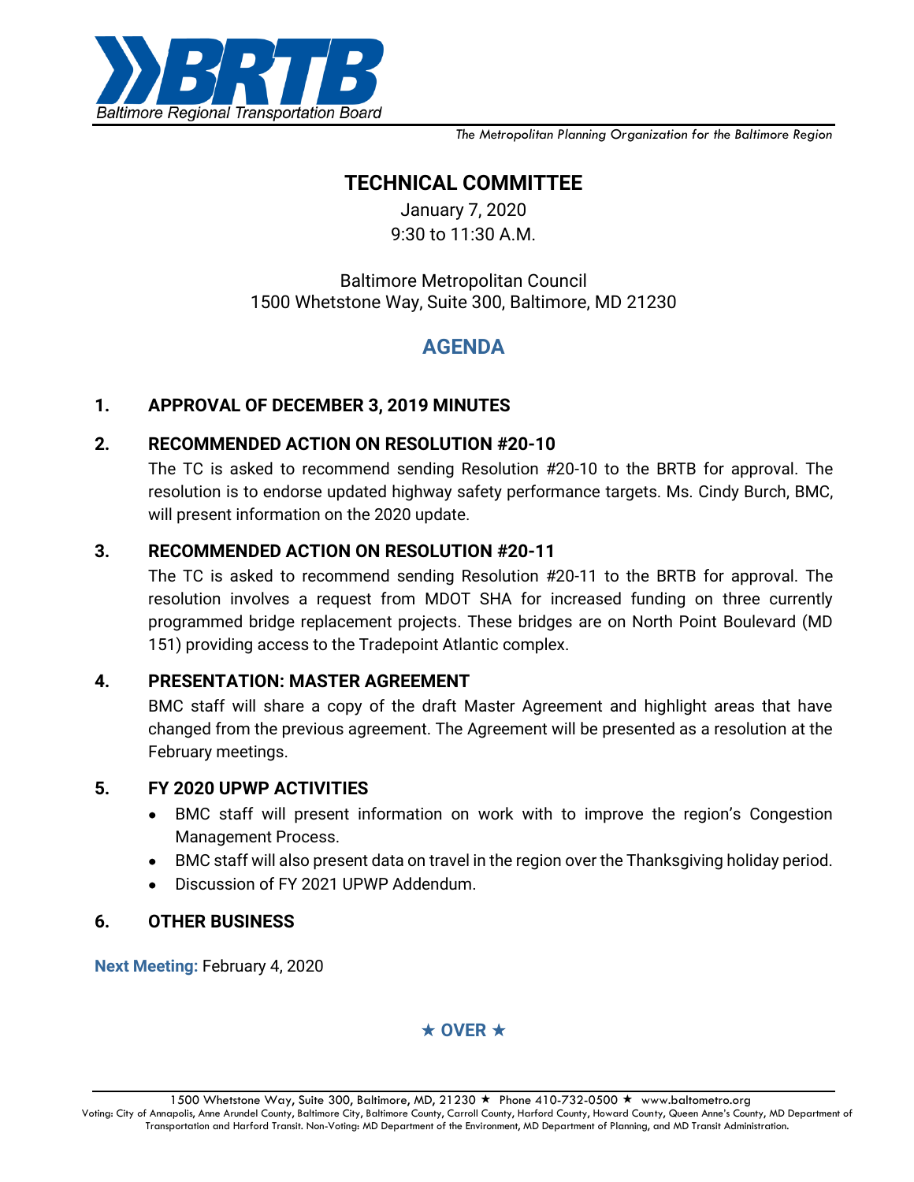**BRTB**
Baltimore Regional Transportation Board

*The Metropolitan Planning Organization for the Baltimore Region*

# TECHNICAL COMMITTEE

January 7, 2020
9:30 to 11:30 A.M.

Baltimore Metropolitan Council
1500 Whetstone Way, Suite 300, Baltimore, MD 21230

## AGENDA

**1. APPROVAL OF DECEMBER 3, 2019 MINUTES**

**2. RECOMMENDED ACTION ON RESOLUTION #20-10**

The TC is asked to recommend sending Resolution #20-10 to the BRTB for approval. The resolution is to endorse updated highway safety performance targets. Ms. Cindy Burch, BMC, will present information on the 2020 update.

**3. RECOMMENDED ACTION ON RESOLUTION #20-11**

The TC is asked to recommend sending Resolution #20-11 to the BRTB for approval. The resolution involves a request from MDOT SHA for increased funding on three currently programmed bridge replacement projects. These bridges are on North Point Boulevard (MD 151) providing access to the Tradepoint Atlantic complex.

**4. PRESENTATION: MASTER AGREEMENT**

BMC staff will share a copy of the draft Master Agreement and highlight areas that have changed from the previous agreement. The Agreement will be presented as a resolution at the February meetings.

**5. FY 2020 UPWP ACTIVITIES**

- BMC staff will present information on work with to improve the region's Congestion Management Process.
- BMC staff will also present data on travel in the region over the Thanksgiving holiday period.
- Discussion of FY 2021 UPWP Addendum.

**6. OTHER BUSINESS**

**Next Meeting:** February 4, 2020

★ **OVER** ★

1500 Whetstone Way, Suite 300, Baltimore, MD, 21230 ★ Phone 410-732-0500 ★ www.baltometro.org
Voting: City of Annapolis, Anne Arundel County, Baltimore City, Baltimore County, Carroll County, Harford County, Howard County, Queen Anne's County, MD Department of Transportation and Harford Transit. Non-Voting: MD Department of the Environment, MD Department of Planning, and MD Transit Administration.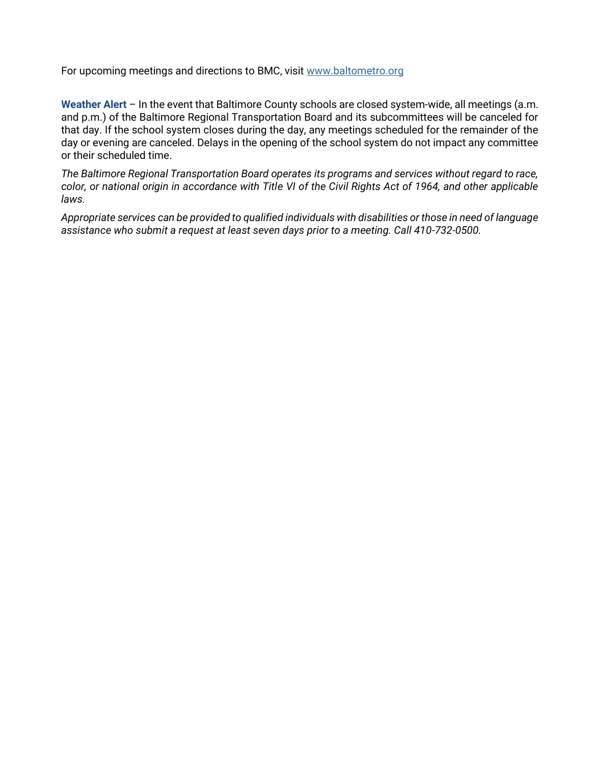For upcoming meetings and directions to BMC, visit [www.baltometro.org](http://www.baltometro.org)

**Weather Alert** – In the event that Baltimore County schools are closed system-wide, all meetings (a.m. and p.m.) of the Baltimore Regional Transportation Board and its subcommittees will be canceled for that day. If the school system closes during the day, any meetings scheduled for the remainder of the day or evening are canceled. Delays in the opening of the school system do not impact any committee or their scheduled time.

*The Baltimore Regional Transportation Board operates its programs and services without regard to race, color, or national origin in accordance with Title VI of the Civil Rights Act of 1964, and other applicable laws.*

*Appropriate services can be provided to qualified individuals with disabilities or those in need of language assistance who submit a request at least seven days prior to a meeting. Call 410-732-0500.*